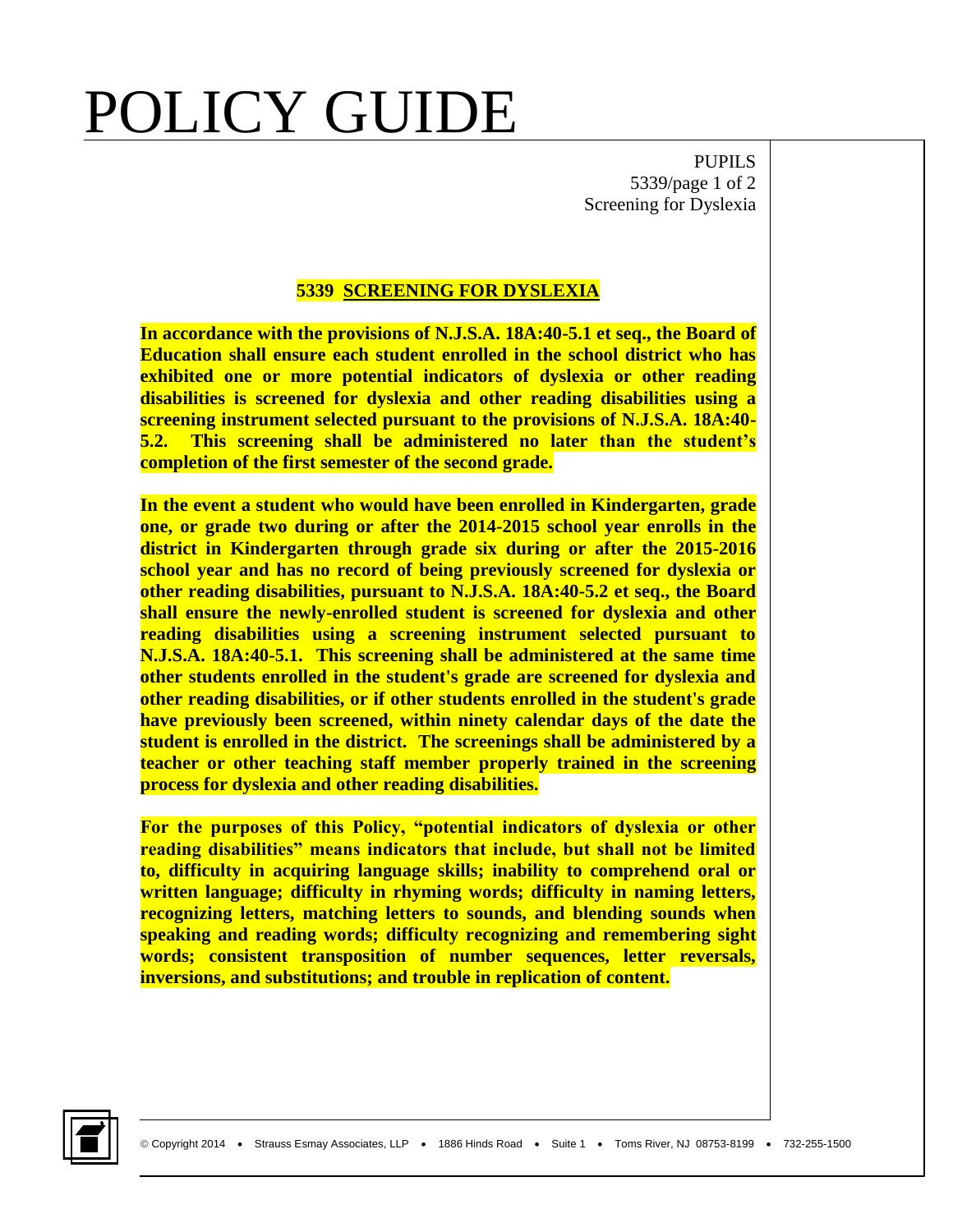# POLICY GUIDE

PUPILS
5339/page 1 of 2
Screening for Dyslexia

## 5339 SCREENING FOR DYSLEXIA

**In accordance with the provisions of N.J.S.A. 18A:40-5.1 et seq., the Board of Education shall ensure each student enrolled in the school district who has exhibited one or more potential indicators of dyslexia or other reading disabilities is screened for dyslexia and other reading disabilities using a screening instrument selected pursuant to the provisions of N.J.S.A. 18A:40-5.2. This screening shall be administered no later than the student's completion of the first semester of the second grade.**

**In the event a student who would have been enrolled in Kindergarten, grade one, or grade two during or after the 2014-2015 school year enrolls in the district in Kindergarten through grade six during or after the 2015-2016 school year and has no record of being previously screened for dyslexia or other reading disabilities, pursuant to N.J.S.A. 18A:40-5.2 et seq., the Board shall ensure the newly-enrolled student is screened for dyslexia and other reading disabilities using a screening instrument selected pursuant to N.J.S.A. 18A:40-5.1. This screening shall be administered at the same time other students enrolled in the student's grade are screened for dyslexia and other reading disabilities, or if other students enrolled in the student's grade have previously been screened, within ninety calendar days of the date the student is enrolled in the district. The screenings shall be administered by a teacher or other teaching staff member properly trained in the screening process for dyslexia and other reading disabilities.**

**For the purposes of this Policy, "potential indicators of dyslexia or other reading disabilities" means indicators that include, but shall not be limited to, difficulty in acquiring language skills; inability to comprehend oral or written language; difficulty in rhyming words; difficulty in naming letters, recognizing letters, matching letters to sounds, and blending sounds when speaking and reading words; difficulty recognizing and remembering sight words; consistent transposition of number sequences, letter reversals, inversions, and substitutions; and trouble in replication of content.**

© Copyright 2014 • Strauss Esmay Associates, LLP • 1886 Hinds Road • Suite 1 • Toms River, NJ 08753-8199 • 732-255-1500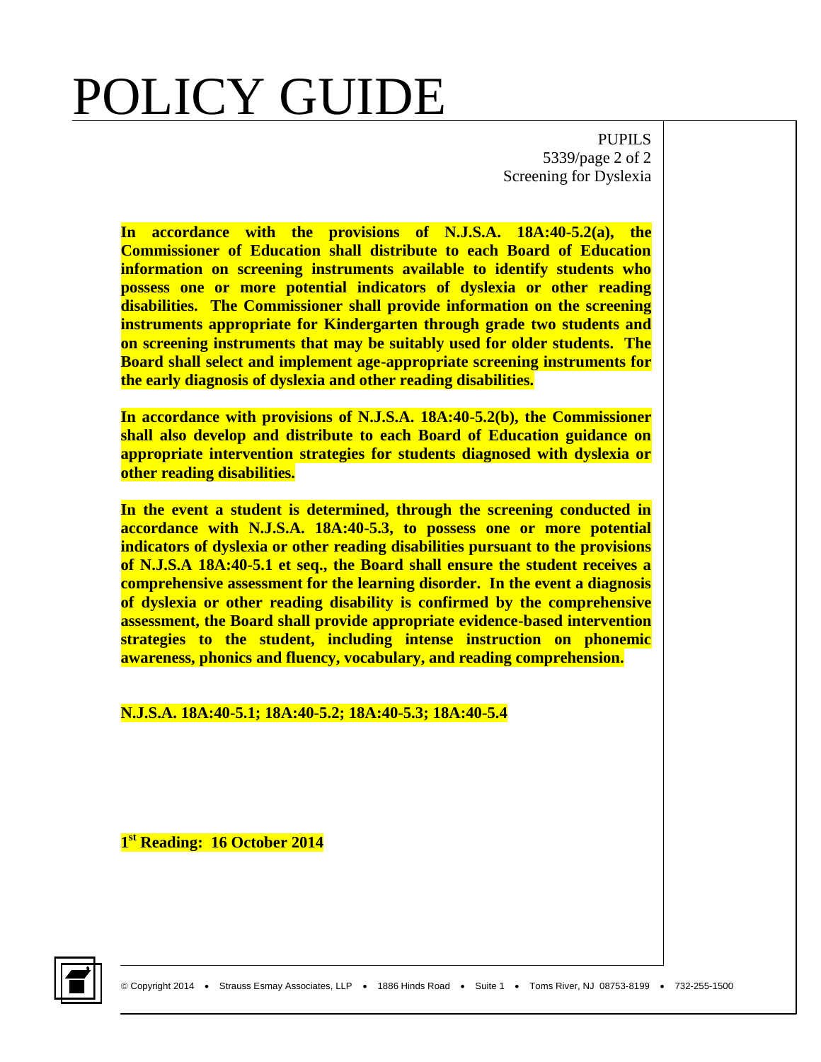**In accordance with the provisions of N.J.S.A. 18A:40-5.2(a), the Commissioner of Education shall distribute to each Board of Education information on screening instruments available to identify students who possess one or more potential indicators of dyslexia or other reading disabilities. The Commissioner shall provide information on the screening instruments appropriate for Kindergarten through grade two students and on screening instruments that may be suitably used for older students. The Board shall select and implement age-appropriate screening instruments for the early diagnosis of dyslexia and other reading disabilities.**

**In accordance with provisions of N.J.S.A. 18A:40-5.2(b), the Commissioner shall also develop and distribute to each Board of Education guidance on appropriate intervention strategies for students diagnosed with dyslexia or other reading disabilities.**

**In the event a student is determined, through the screening conducted in accordance with N.J.S.A. 18A:40-5.3, to possess one or more potential indicators of dyslexia or other reading disabilities pursuant to the provisions of N.J.S.A 18A:40-5.1 et seq., the Board shall ensure the student receives a comprehensive assessment for the learning disorder. In the event a diagnosis of dyslexia or other reading disability is confirmed by the comprehensive assessment, the Board shall provide appropriate evidence-based intervention strategies to the student, including intense instruction on phonemic awareness, phonics and fluency, vocabulary, and reading comprehension.**

**N.J.S.A. 18A:40-5.1; 18A:40-5.2; 18A:40-5.3; 18A:40-5.4**

**1st Reading: 16 October 2014**